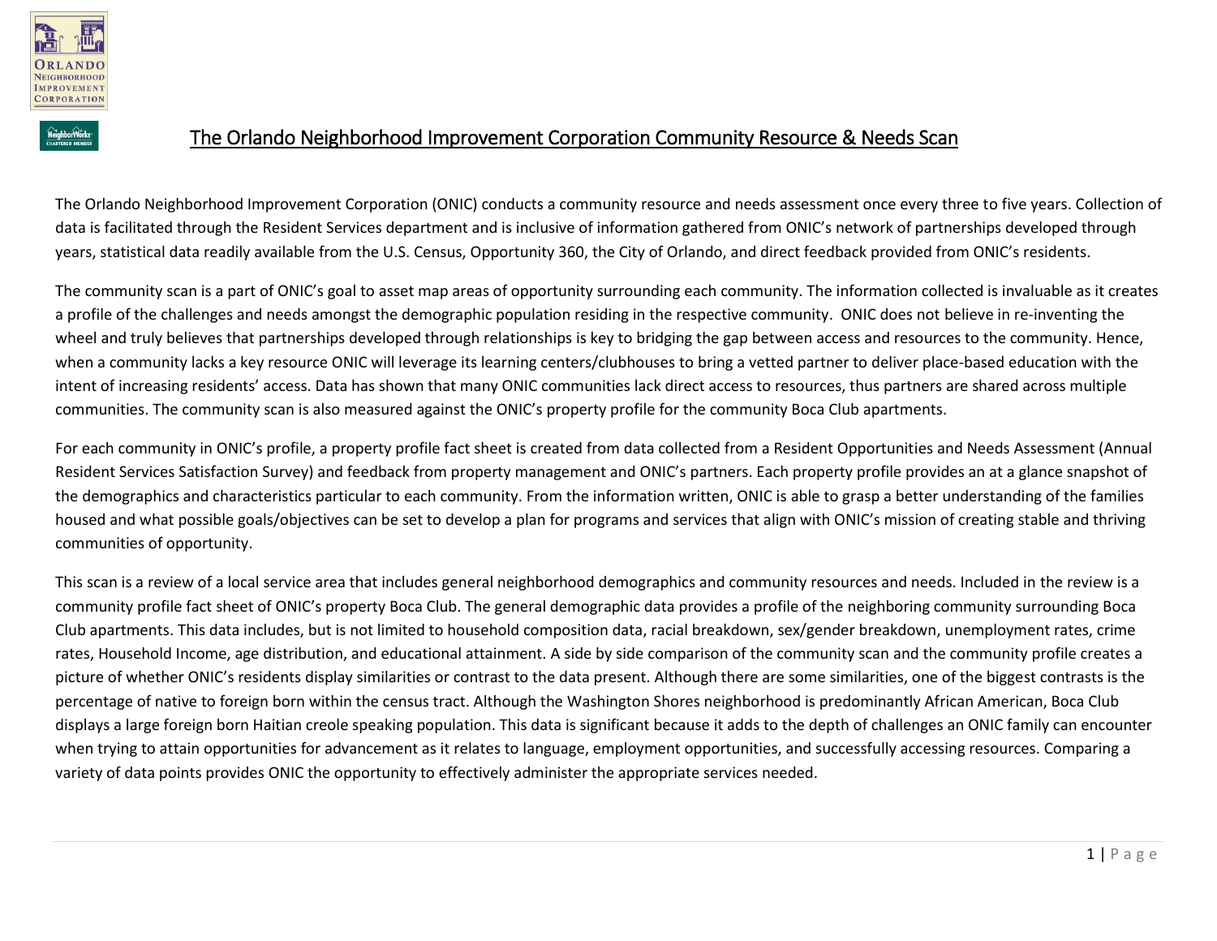# The Orlando Neighborhood Improvement Corporation Community Resource & Needs Scan

The Orlando Neighborhood Improvement Corporation (ONIC) conducts a community resource and needs assessment once every three to five years. Collection of data is facilitated through the Resident Services department and is inclusive of information gathered from ONIC's network of partnerships developed through years, statistical data readily available from the U.S. Census, Opportunity 360, the City of Orlando, and direct feedback provided from ONIC's residents.

The community scan is a part of ONIC's goal to asset map areas of opportunity surrounding each community. The information collected is invaluable as it creates a profile of the challenges and needs amongst the demographic population residing in the respective community. ONIC does not believe in re-inventing the wheel and truly believes that partnerships developed through relationships is key to bridging the gap between access and resources to the community. Hence, when a community lacks a key resource ONIC will leverage its learning centers/clubhouses to bring a vetted partner to deliver place-based education with the intent of increasing residents' access. Data has shown that many ONIC communities lack direct access to resources, thus partners are shared across multiple communities. The community scan is also measured against the ONIC's property profile for the community Boca Club apartments.

For each community in ONIC's profile, a property profile fact sheet is created from data collected from a Resident Opportunities and Needs Assessment (Annual Resident Services Satisfaction Survey) and feedback from property management and ONIC's partners. Each property profile provides an at a glance snapshot of the demographics and characteristics particular to each community. From the information written, ONIC is able to grasp a better understanding of the families housed and what possible goals/objectives can be set to develop a plan for programs and services that align with ONIC's mission of creating stable and thriving communities of opportunity.

This scan is a review of a local service area that includes general neighborhood demographics and community resources and needs. Included in the review is a community profile fact sheet of ONIC's property Boca Club. The general demographic data provides a profile of the neighboring community surrounding Boca Club apartments. This data includes, but is not limited to household composition data, racial breakdown, sex/gender breakdown, unemployment rates, crime rates, Household Income, age distribution, and educational attainment. A side by side comparison of the community scan and the community profile creates a picture of whether ONIC's residents display similarities or contrast to the data present. Although there are some similarities, one of the biggest contrasts is the percentage of native to foreign born within the census tract. Although the Washington Shores neighborhood is predominantly African American, Boca Club displays a large foreign born Haitian creole speaking population. This data is significant because it adds to the depth of challenges an ONIC family can encounter when trying to attain opportunities for advancement as it relates to language, employment opportunities, and successfully accessing resources. Comparing a variety of data points provides ONIC the opportunity to effectively administer the appropriate services needed.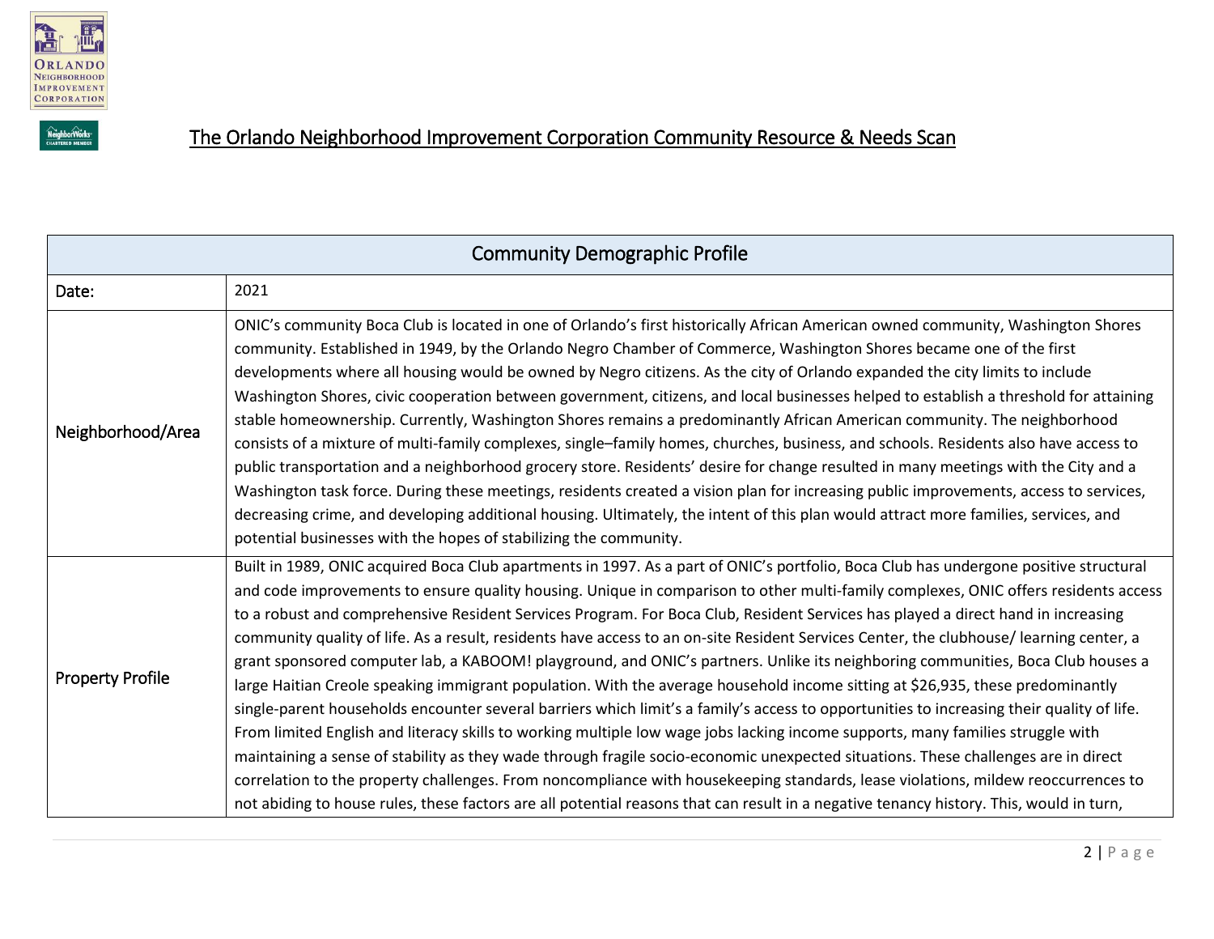## The Orlando Neighborhood Improvement Corporation Community Resource & Needs Scan

| Community Demographic Profile | |
|---|---|
| Date: | 2021 |
| Neighborhood/Area | ONIC's community Boca Club is located in one of Orlando's first historically African American owned community, Washington Shores community. Established in 1949, by the Orlando Negro Chamber of Commerce, Washington Shores became one of the first developments where all housing would be owned by Negro citizens. As the city of Orlando expanded the city limits to include Washington Shores, civic cooperation between government, citizens, and local businesses helped to establish a threshold for attaining stable homeownership. Currently, Washington Shores remains a predominantly African American community. The neighborhood consists of a mixture of multi-family complexes, single–family homes, churches, business, and schools. Residents also have access to public transportation and a neighborhood grocery store. Residents' desire for change resulted in many meetings with the City and a Washington task force. During these meetings, residents created a vision plan for increasing public improvements, access to services, decreasing crime, and developing additional housing. Ultimately, the intent of this plan would attract more families, services, and potential businesses with the hopes of stabilizing the community. |
| Property Profile | Built in 1989, ONIC acquired Boca Club apartments in 1997. As a part of ONIC's portfolio, Boca Club has undergone positive structural and code improvements to ensure quality housing. Unique in comparison to other multi-family complexes, ONIC offers residents access to a robust and comprehensive Resident Services Program. For Boca Club, Resident Services has played a direct hand in increasing community quality of life. As a result, residents have access to an on-site Resident Services Center, the clubhouse/ learning center, a grant sponsored computer lab, a KABOOM! playground, and ONIC's partners. Unlike its neighboring communities, Boca Club houses a large Haitian Creole speaking immigrant population. With the average household income sitting at $26,935, these predominantly single-parent households encounter several barriers which limit's a family's access to opportunities to increasing their quality of life. From limited English and literacy skills to working multiple low wage jobs lacking income supports, many families struggle with maintaining a sense of stability as they wade through fragile socio-economic unexpected situations. These challenges are in direct correlation to the property challenges. From noncompliance with housekeeping standards, lease violations, mildew reoccurrences to not abiding to house rules, these factors are all potential reasons that can result in a negative tenancy history. This, would in turn, |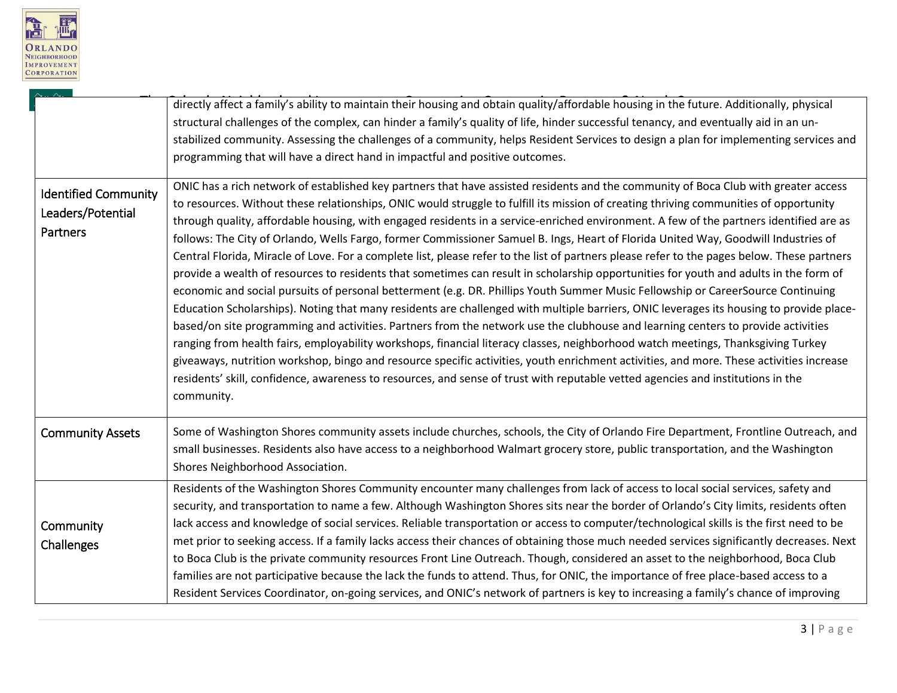| | |
|---|---|
| | directly affect a family's ability to maintain their housing and obtain quality/affordable housing in the future. Additionally, physical structural challenges of the complex, can hinder a family's quality of life, hinder successful tenancy, and eventually aid in an un-stabilized community. Assessing the challenges of a community, helps Resident Services to design a plan for implementing services and programming that will have a direct hand in impactful and positive outcomes. |
| Identified Community Leaders/Potential Partners | ONIC has a rich network of established key partners that have assisted residents and the community of Boca Club with greater access to resources. Without these relationships, ONIC would struggle to fulfill its mission of creating thriving communities of opportunity through quality, affordable housing, with engaged residents in a service-enriched environment. A few of the partners identified are as follows: The City of Orlando, Wells Fargo, former Commissioner Samuel B. Ings, Heart of Florida United Way, Goodwill Industries of Central Florida, Miracle of Love. For a complete list, please refer to the list of partners please refer to the pages below. These partners provide a wealth of resources to residents that sometimes can result in scholarship opportunities for youth and adults in the form of economic and social pursuits of personal betterment (e.g. DR. Phillips Youth Summer Music Fellowship or CareerSource Continuing Education Scholarships). Noting that many residents are challenged with multiple barriers, ONIC leverages its housing to provide place-based/on site programming and activities. Partners from the network use the clubhouse and learning centers to provide activities ranging from health fairs, employability workshops, financial literacy classes, neighborhood watch meetings, Thanksgiving Turkey giveaways, nutrition workshop, bingo and resource specific activities, youth enrichment activities, and more. These activities increase residents' skill, confidence, awareness to resources, and sense of trust with reputable vetted agencies and institutions in the community. |
| Community Assets | Some of Washington Shores community assets include churches, schools, the City of Orlando Fire Department, Frontline Outreach, and small businesses. Residents also have access to a neighborhood Walmart grocery store, public transportation, and the Washington Shores Neighborhood Association. |
| Community Challenges | Residents of the Washington Shores Community encounter many challenges from lack of access to local social services, safety and security, and transportation to name a few. Although Washington Shores sits near the border of Orlando's City limits, residents often lack access and knowledge of social services. Reliable transportation or access to computer/technological skills is the first need to be met prior to seeking access. If a family lacks access their chances of obtaining those much needed services significantly decreases. Next to Boca Club is the private community resources Front Line Outreach. Though, considered an asset to the neighborhood, Boca Club families are not participative because the lack the funds to attend. Thus, for ONIC, the importance of free place-based access to a Resident Services Coordinator, on-going services, and ONIC's network of partners is key to increasing a family's chance of improving |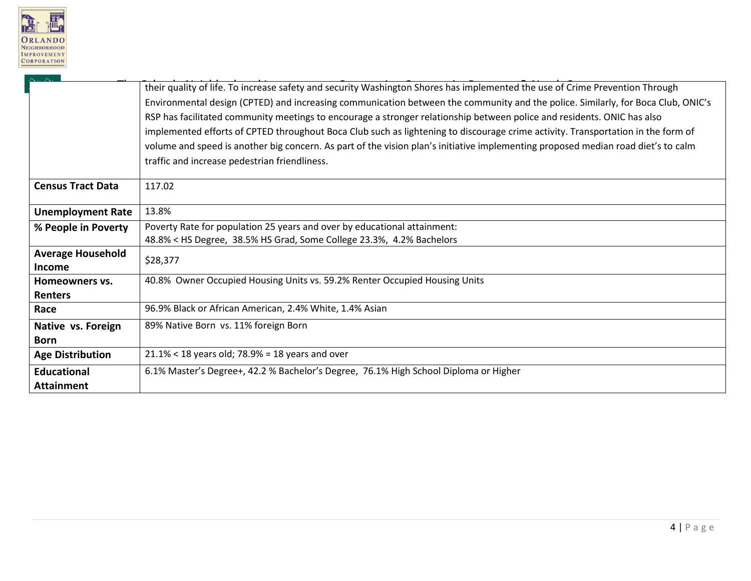| | |
|---|---|
| | their quality of life. To increase safety and security Washington Shores has implemented the use of Crime Prevention Through Environmental design (CPTED) and increasing communication between the community and the police. Similarly, for Boca Club, ONIC's RSP has facilitated community meetings to encourage a stronger relationship between police and residents. ONIC has also implemented efforts of CPTED throughout Boca Club such as lightening to discourage crime activity. Transportation in the form of volume and speed is another big concern. As part of the vision plan's initiative implementing proposed median road diet's to calm traffic and increase pedestrian friendliness. |
| **Census Tract Data** | 117.02 |
| **Unemployment Rate** | 13.8% |
| **% People in Poverty** | Poverty Rate for population 25 years and over by educational attainment:<br>48.8% < HS Degree, 38.5% HS Grad, Some College 23.3%, 4.2% Bachelors |
| **Average Household Income** | $28,377 |
| **Homeowners vs. Renters** | 40.8% Owner Occupied Housing Units vs. 59.2% Renter Occupied Housing Units |
| **Race** | 96.9% Black or African American, 2.4% White, 1.4% Asian |
| **Native vs. Foreign Born** | 89% Native Born vs. 11% foreign Born |
| **Age Distribution** | 21.1% < 18 years old; 78.9% = 18 years and over |
| **Educational Attainment** | 6.1% Master's Degree+, 42.2 % Bachelor's Degree, 76.1% High School Diploma or Higher |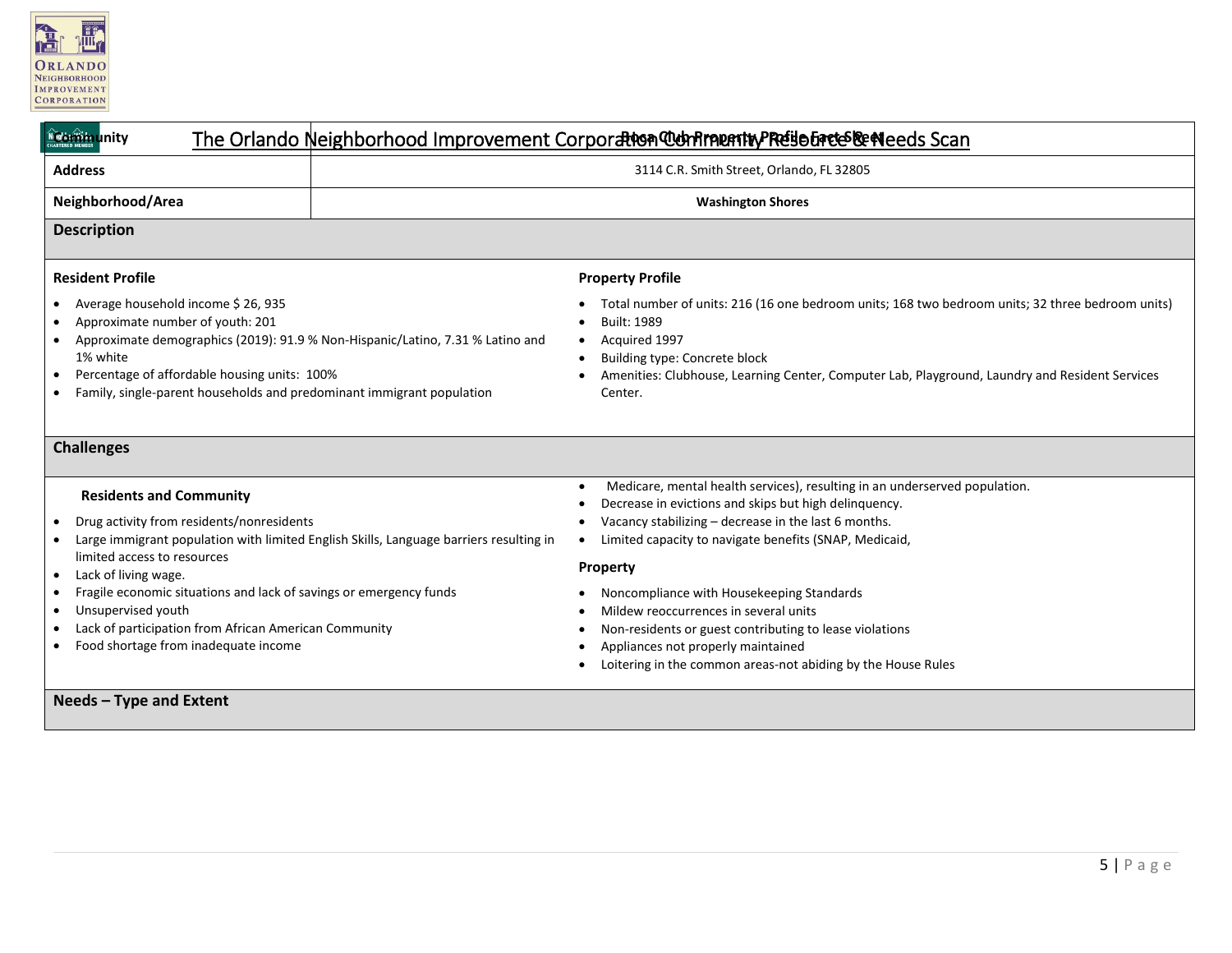# The Orlando Neighborhood Improvement Corporation Community Resource & Needs Scan

| Community | Boca Club Property Profile Fact Sheet |
|---|---|
| Address | 3114 C.R. Smith Street, Orlando, FL 32805 |
| Neighborhood/Area | **Washington Shores** |

## Description

**Resident Profile**

- Average household income $ 26, 935
- Approximate number of youth: 201
- Approximate demographics (2019): 91.9 % Non-Hispanic/Latino, 7.31 % Latino and 1% white
- Percentage of affordable housing units: 100%
- Family, single-parent households and predominant immigrant population

**Property Profile**

- Total number of units: 216 (16 one bedroom units; 168 two bedroom units; 32 three bedroom units)
- Built: 1989
- Acquired 1997
- Building type: Concrete block
- Amenities: Clubhouse, Learning Center, Computer Lab, Playground, Laundry and Resident Services Center.

## Challenges

**Residents and Community**

- Drug activity from residents/nonresidents
- Large immigrant population with limited English Skills, Language barriers resulting in limited access to resources
- Lack of living wage.
- Fragile economic situations and lack of savings or emergency funds
- Unsupervised youth
- Lack of participation from African American Community
- Food shortage from inadequate income
- Decrease in evictions and skips but high delinquency.
- Vacancy stabilizing – decrease in the last 6 months.
- Limited capacity to navigate benefits (SNAP, Medicaid, Medicare, mental health services), resulting in an underserved population.

**Property**

- Noncompliance with Housekeeping Standards
- Mildew reoccurrences in several units
- Non-residents or guest contributing to lease violations
- Appliances not properly maintained
- Loitering in the common areas-not abiding by the House Rules

## Needs – Type and Extent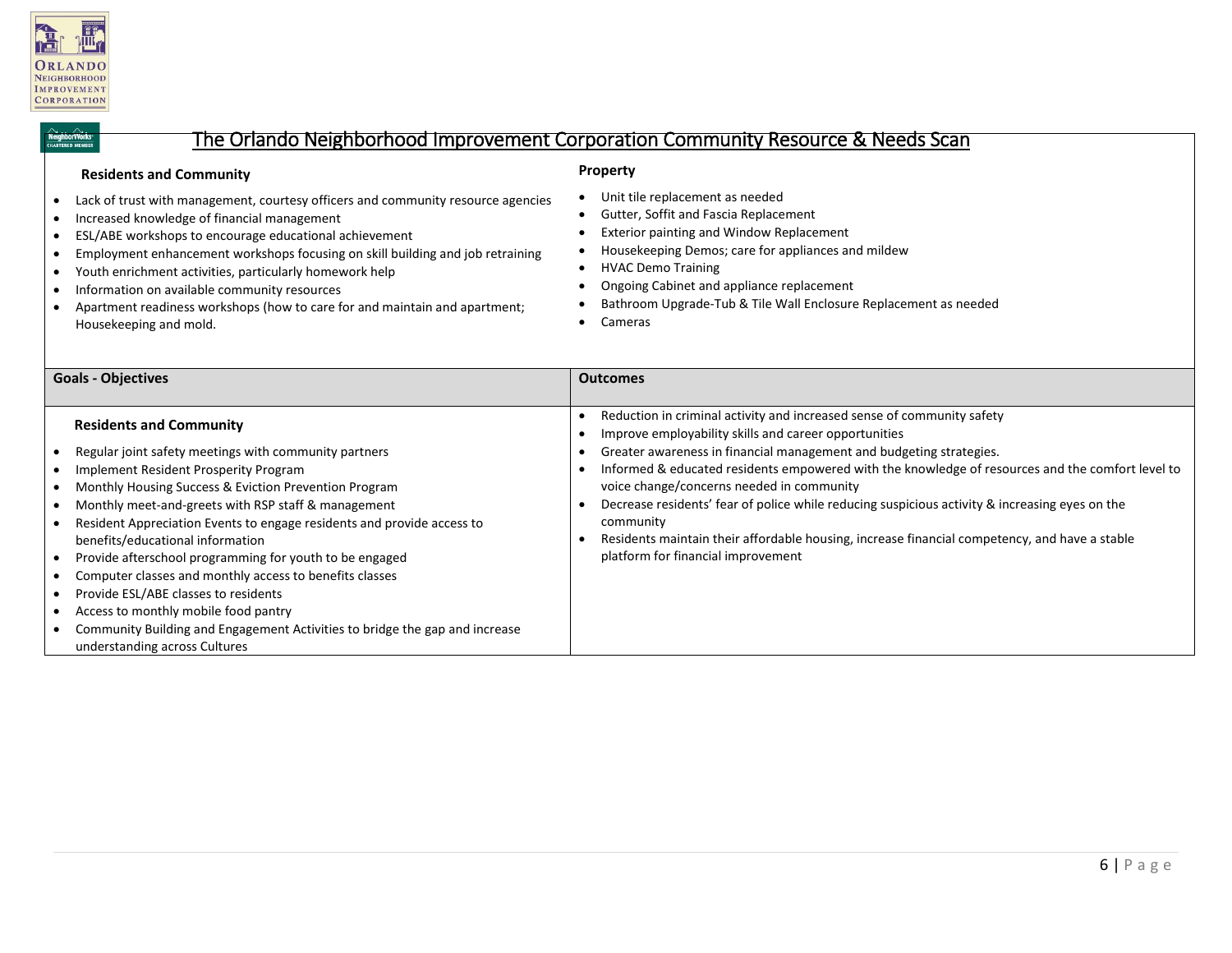# The Orlando Neighborhood Improvement Corporation Community Resource & Needs Scan

| **Residents and Community** | **Property** |
|---|---|
| • Lack of trust with management, courtesy officers and community resource agencies<br>• Increased knowledge of financial management<br>• ESL/ABE workshops to encourage educational achievement<br>• Employment enhancement workshops focusing on skill building and job retraining<br>• Youth enrichment activities, particularly homework help<br>• Information on available community resources<br>• Apartment readiness workshops (how to care for and maintain and apartment; Housekeeping and mold. | • Unit tile replacement as needed<br>• Gutter, Soffit and Fascia Replacement<br>• Exterior painting and Window Replacement<br>• Housekeeping Demos; care for appliances and mildew<br>• HVAC Demo Training<br>• Ongoing Cabinet and appliance replacement<br>• Bathroom Upgrade-Tub & Tile Wall Enclosure Replacement as needed<br>• Cameras |

| **Goals - Objectives** | **Outcomes** |
|---|---|
| **Residents and Community**<br>• Regular joint safety meetings with community partners<br>• Implement Resident Prosperity Program<br>• Monthly Housing Success & Eviction Prevention Program<br>• Monthly meet-and-greets with RSP staff & management<br>• Resident Appreciation Events to engage residents and provide access to benefits/educational information<br>• Provide afterschool programming for youth to be engaged<br>• Computer classes and monthly access to benefits classes<br>• Provide ESL/ABE classes to residents<br>• Access to monthly mobile food pantry<br>• Community Building and Engagement Activities to bridge the gap and increase understanding across Cultures | • Reduction in criminal activity and increased sense of community safety<br>• Improve employability skills and career opportunities<br>• Greater awareness in financial management and budgeting strategies.<br>• Informed & educated residents empowered with the knowledge of resources and the comfort level to voice change/concerns needed in community<br>• Decrease residents' fear of police while reducing suspicious activity & increasing eyes on the community<br>• Residents maintain their affordable housing, increase financial competency, and have a stable platform for financial improvement |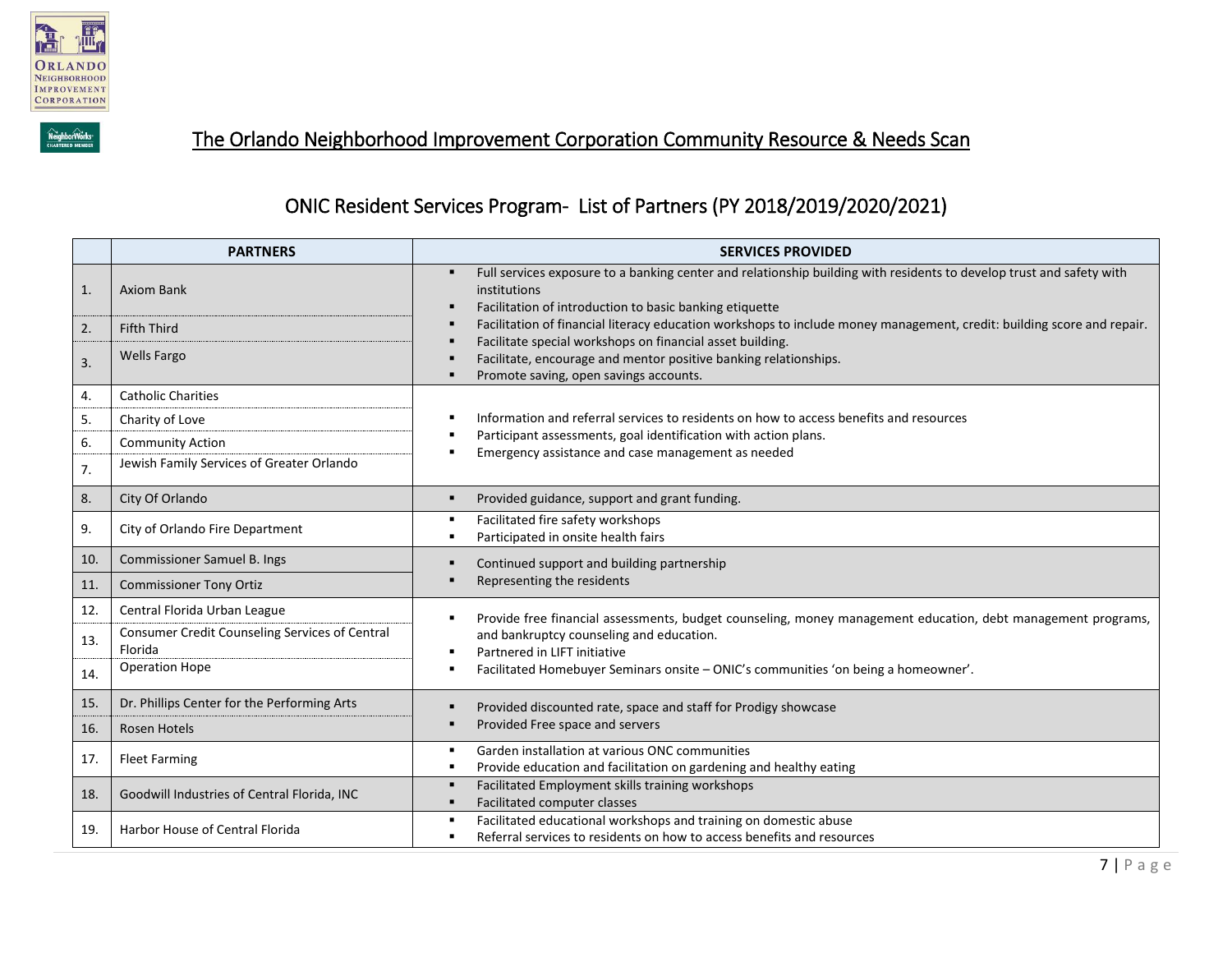# The Orlando Neighborhood Improvement Corporation Community Resource & Needs Scan

## ONIC Resident Services Program- List of Partners (PY 2018/2019/2020/2021)

| | PARTNERS | SERVICES PROVIDED |
|---|---|---|
| 1. | Axiom Bank | ▪ Full services exposure to a banking center and relationship building with residents to develop trust and safety with institutions<br>▪ Facilitation of introduction to basic banking etiquette<br>▪ Facilitation of financial literacy education workshops to include money management, credit: building score and repair.<br>▪ Facilitate special workshops on financial asset building.<br>▪ Facilitate, encourage and mentor positive banking relationships.<br>▪ Promote saving, open savings accounts. |
| 2. | Fifth Third | |
| 3. | Wells Fargo | |
| 4. | Catholic Charities | ▪ Information and referral services to residents on how to access benefits and resources<br>▪ Participant assessments, goal identification with action plans.<br>▪ Emergency assistance and case management as needed |
| 5. | Charity of Love | |
| 6. | Community Action | |
| 7. | Jewish Family Services of Greater Orlando | |
| 8. | City Of Orlando | ▪ Provided guidance, support and grant funding. |
| 9. | City of Orlando Fire Department | ▪ Facilitated fire safety workshops<br>▪ Participated in onsite health fairs |
| 10. | Commissioner Samuel B. Ings | ▪ Continued support and building partnership<br>▪ Representing the residents |
| 11. | Commissioner Tony Ortiz | |
| 12. | Central Florida Urban League | ▪ Provide free financial assessments, budget counseling, money management education, debt management programs, and bankruptcy counseling and education.<br>▪ Partnered in LIFT initiative<br>▪ Facilitated Homebuyer Seminars onsite – ONIC's communities 'on being a homeowner'. |
| 13. | Consumer Credit Counseling Services of Central Florida | |
| 14. | Operation Hope | |
| 15. | Dr. Phillips Center for the Performing Arts | ▪ Provided discounted rate, space and staff for Prodigy showcase<br>▪ Provided Free space and servers |
| 16. | Rosen Hotels | |
| 17. | Fleet Farming | ▪ Garden installation at various ONC communities<br>▪ Provide education and facilitation on gardening and healthy eating |
| 18. | Goodwill Industries of Central Florida, INC | ▪ Facilitated Employment skills training workshops<br>▪ Facilitated computer classes |
| 19. | Harbor House of Central Florida | ▪ Facilitated educational workshops and training on domestic abuse<br>▪ Referral services to residents on how to access benefits and resources |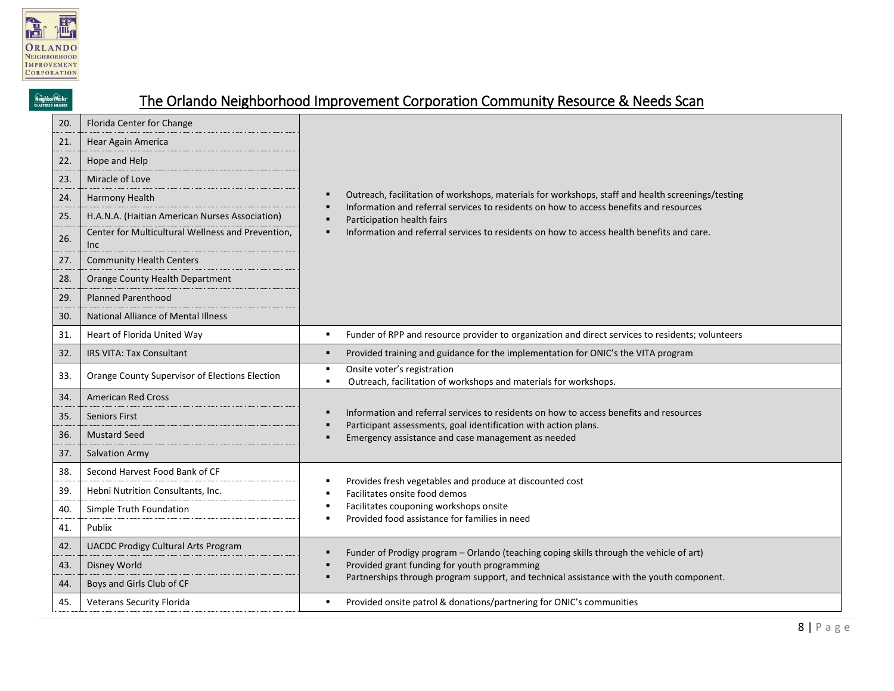# The Orlando Neighborhood Improvement Corporation Community Resource & Needs Scan

| # | Organization | Services |
|---|---|---|
| 20. | Florida Center for Change | ▪ Outreach, facilitation of workshops, materials for workshops, staff and health screenings/testing<br>▪ Information and referral services to residents on how to access benefits and resources<br>▪ Participation health fairs<br>▪ Information and referral services to residents on how to access health benefits and care. |
| 21. | Hear Again America | |
| 22. | Hope and Help | |
| 23. | Miracle of Love | |
| 24. | Harmony Health | |
| 25. | H.A.N.A. (Haitian American Nurses Association) | |
| 26. | Center for Multicultural Wellness and Prevention, Inc | |
| 27. | Community Health Centers | |
| 28. | Orange County Health Department | |
| 29. | Planned Parenthood | |
| 30. | National Alliance of Mental Illness | |
| 31. | Heart of Florida United Way | ▪ Funder of RPP and resource provider to organization and direct services to residents; volunteers |
| 32. | IRS VITA: Tax Consultant | ▪ Provided training and guidance for the implementation for ONIC's the VITA program |
| 33. | Orange County Supervisor of Elections Election | ▪ Onsite voter's registration<br>▪ Outreach, facilitation of workshops and materials for workshops. |
| 34. | American Red Cross | ▪ Information and referral services to residents on how to access benefits and resources<br>▪ Participant assessments, goal identification with action plans.<br>▪ Emergency assistance and case management as needed |
| 35. | Seniors First | |
| 36. | Mustard Seed | |
| 37. | Salvation Army | |
| 38. | Second Harvest Food Bank of CF | ▪ Provides fresh vegetables and produce at discounted cost<br>▪ Facilitates onsite food demos<br>▪ Facilitates couponing workshops onsite<br>▪ Provided food assistance for families in need |
| 39. | Hebni Nutrition Consultants, Inc. | |
| 40. | Simple Truth Foundation | |
| 41. | Publix | |
| 42. | UACDC Prodigy Cultural Arts Program | ▪ Funder of Prodigy program – Orlando (teaching coping skills through the vehicle of art)<br>▪ Provided grant funding for youth programming<br>▪ Partnerships through program support, and technical assistance with the youth component. |
| 43. | Disney World | |
| 44. | Boys and Girls Club of CF | |
| 45. | Veterans Security Florida | ▪ Provided onsite patrol & donations/partnering for ONIC's communities |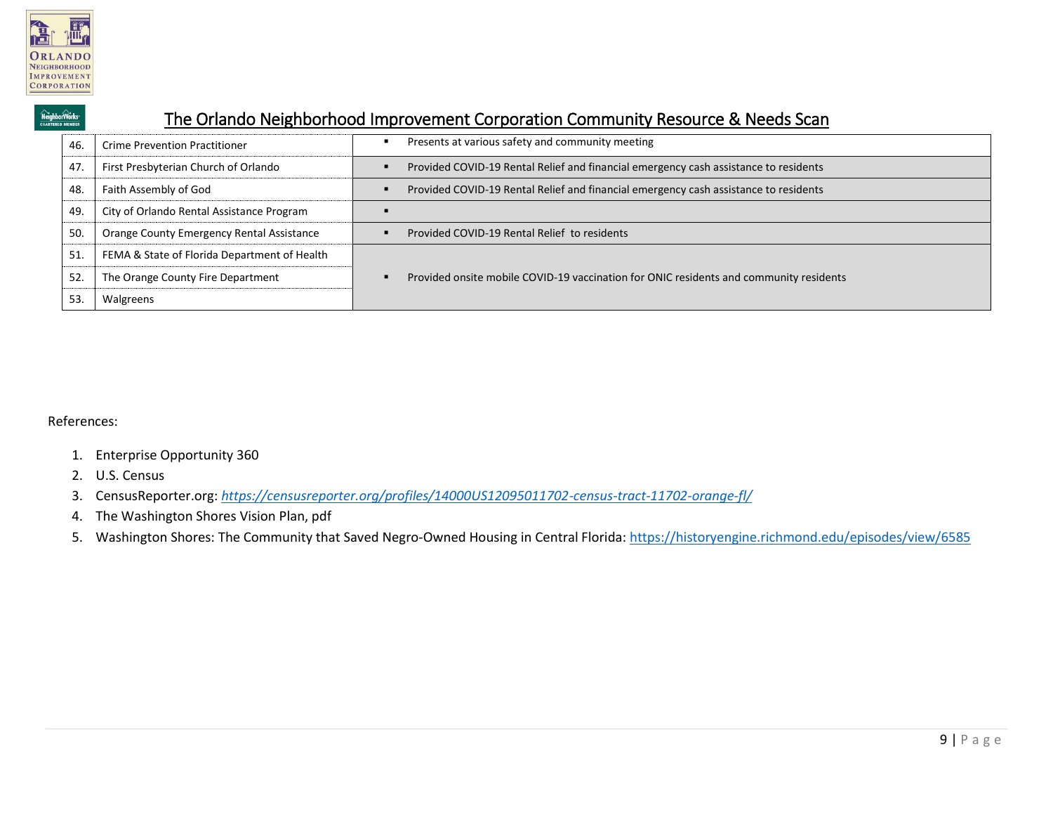## The Orlando Neighborhood Improvement Corporation Community Resource & Needs Scan

| | | |
|---|---|---|
| 46. | Crime Prevention Practitioner | ▪ Presents at various safety and community meeting |
| 47. | First Presbyterian Church of Orlando | ▪ Provided COVID-19 Rental Relief and financial emergency cash assistance to residents |
| 48. | Faith Assembly of God | ▪ Provided COVID-19 Rental Relief and financial emergency cash assistance to residents |
| 49. | City of Orlando Rental Assistance Program | ▪ |
| 50. | Orange County Emergency Rental Assistance | ▪ Provided COVID-19 Rental Relief to residents |
| 51. | FEMA & State of Florida Department of Health | ▪ Provided onsite mobile COVID-19 vaccination for ONIC residents and community residents |
| 52. | The Orange County Fire Department | |
| 53. | Walgreens | |

References:

1. Enterprise Opportunity 360
2. U.S. Census
3. CensusReporter.org: *https://censusreporter.org/profiles/14000US12095011702-census-tract-11702-orange-fl/*
4. The Washington Shores Vision Plan, pdf
5. Washington Shores: The Community that Saved Negro-Owned Housing in Central Florida: https://historyengine.richmond.edu/episodes/view/6585